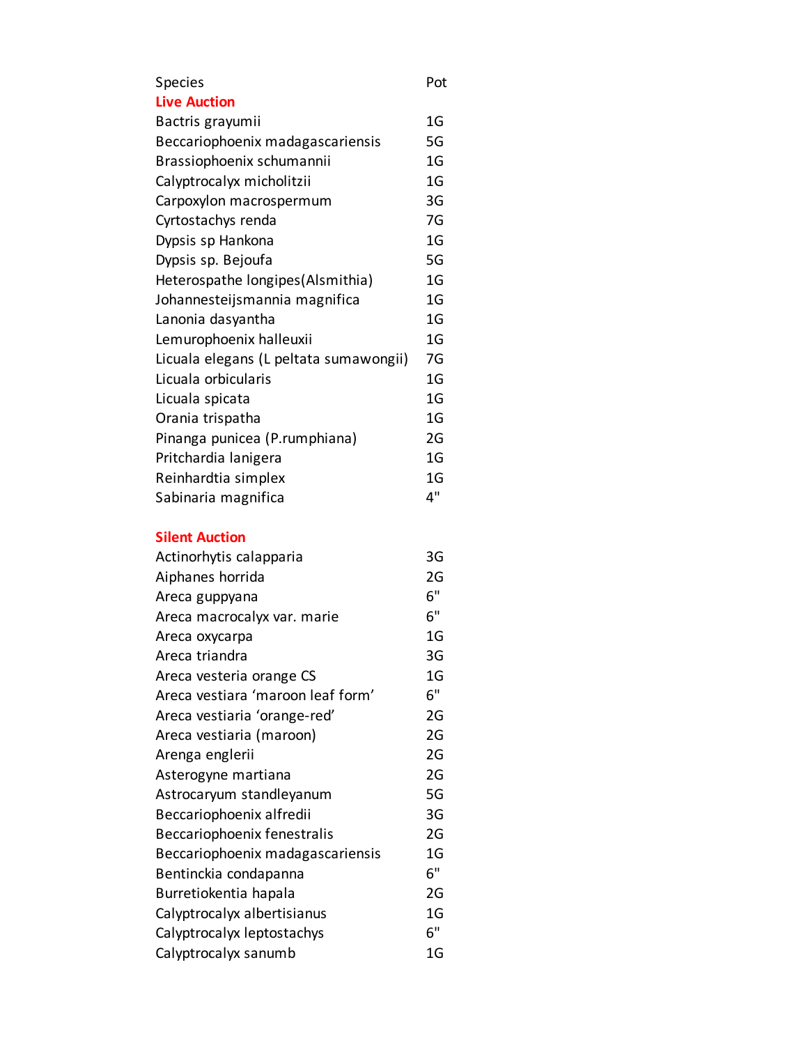| Species | Pot |
| --- | --- |
| **Live Auction** | |
| Bactris grayumii | 1G |
| Beccariophoenix madagascariensis | 5G |
| Brassiophoenix schumannii | 1G |
| Calyptrocalyx micholitzii | 1G |
| Carpoxylon macrospermum | 3G |
| Cyrtostachys renda | 7G |
| Dypsis sp Hankona | 1G |
| Dypsis sp. Bejoufa | 5G |
| Heterospathe longipes(Alsmithia) | 1G |
| Johannesteijsmannia magnifica | 1G |
| Lanonia dasyantha | 1G |
| Lemurophoenix halleuxii | 1G |
| Licuala elegans (L peltata sumawongii) | 7G |
| Licuala orbicularis | 1G |
| Licuala spicata | 1G |
| Orania trispatha | 1G |
| Pinanga punicea (P.rumphiana) | 2G |
| Pritchardia lanigera | 1G |
| Reinhardtia simplex | 1G |
| Sabinaria magnifica | 4" |
| | |
| **Silent Auction** | |
| Actinorhytis calapparia | 3G |
| Aiphanes horrida | 2G |
| Areca guppyana | 6" |
| Areca macrocalyx var. marie | 6" |
| Areca oxycarpa | 1G |
| Areca triandra | 3G |
| Areca vesteria orange CS | 1G |
| Areca vestiara 'maroon leaf form' | 6" |
| Areca vestiaria 'orange-red' | 2G |
| Areca vestiaria (maroon) | 2G |
| Arenga englerii | 2G |
| Asterogyne martiana | 2G |
| Astrocaryum standleyanum | 5G |
| Beccariophoenix alfredii | 3G |
| Beccariophoenix fenestralis | 2G |
| Beccariophoenix madagascariensis | 1G |
| Bentinckia condapanna | 6" |
| Burretiokentia hapala | 2G |
| Calyptrocalyx albertisianus | 1G |
| Calyptrocalyx leptostachys | 6" |
| Calyptrocalyx sanumb | 1G |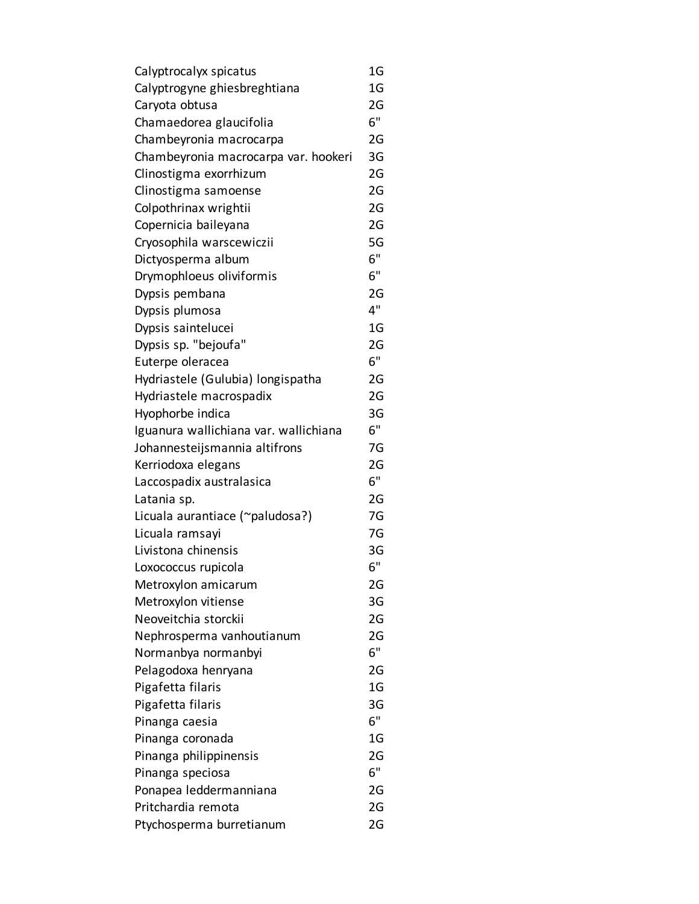| | |
|---|---|
| Calyptrocalyx spicatus | 1G |
| Calyptrogyne ghiesbreghtiana | 1G |
| Caryota obtusa | 2G |
| Chamaedorea glaucifolia | 6" |
| Chambeyronia macrocarpa | 2G |
| Chambeyronia macrocarpa var. hookeri | 3G |
| Clinostigma exorrhizum | 2G |
| Clinostigma samoense | 2G |
| Colpothrinax wrightii | 2G |
| Copernicia baileyana | 2G |
| Cryosophila warscewiczii | 5G |
| Dictyosperma album | 6" |
| Drymophloeus oliviformis | 6" |
| Dypsis pembana | 2G |
| Dypsis plumosa | 4" |
| Dypsis saintelucei | 1G |
| Dypsis sp. "bejoufa" | 2G |
| Euterpe oleracea | 6" |
| Hydriastele (Gulubia) longispatha | 2G |
| Hydriastele macrospadix | 2G |
| Hyophorbe indica | 3G |
| Iguanura wallichiana var. wallichiana | 6" |
| Johannesteijsmannia altifrons | 7G |
| Kerriodoxa elegans | 2G |
| Laccospadix australasica | 6" |
| Latania sp. | 2G |
| Licuala aurantiace (~paludosa?) | 7G |
| Licuala ramsayi | 7G |
| Livistona chinensis | 3G |
| Loxococcus rupicola | 6" |
| Metroxylon amicarum | 2G |
| Metroxylon vitiense | 3G |
| Neoveitchia storckii | 2G |
| Nephrosperma vanhoutianum | 2G |
| Normanbya normanbyi | 6" |
| Pelagodoxa henryana | 2G |
| Pigafetta filaris | 1G |
| Pigafetta filaris | 3G |
| Pinanga caesia | 6" |
| Pinanga coronada | 1G |
| Pinanga philippinensis | 2G |
| Pinanga speciosa | 6" |
| Ponapea leddermanniana | 2G |
| Pritchardia remota | 2G |
| Ptychosperma burretianum | 2G |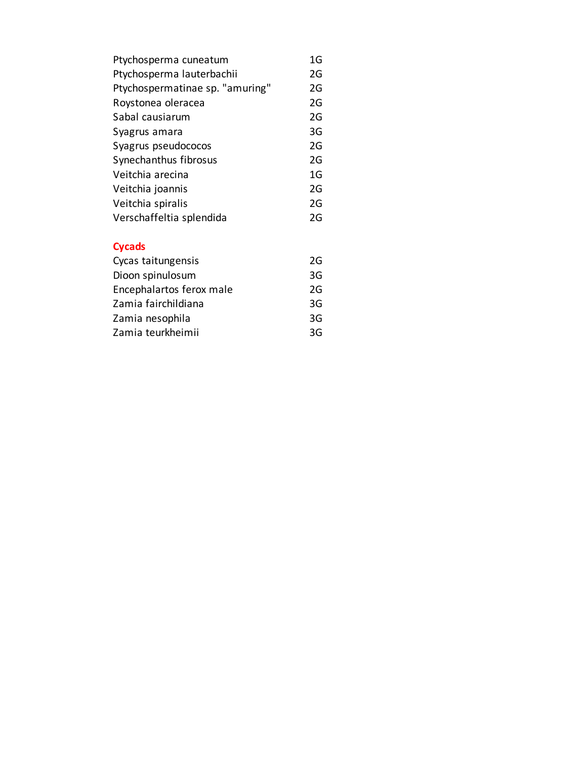| | |
|---|---|
| Ptychosperma cuneatum | 1G |
| Ptychosperma lauterbachii | 2G |
| Ptychospermatinae sp. "amuring" | 2G |
| Roystonea oleracea | 2G |
| Sabal causiarum | 2G |
| Syagrus amara | 3G |
| Syagrus pseudococos | 2G |
| Synechanthus fibrosus | 2G |
| Veitchia arecina | 1G |
| Veitchia joannis | 2G |
| Veitchia spiralis | 2G |
| Verschaffeltia splendida | 2G |

**Cycads**

| | |
|---|---|
| Cycas taitungensis | 2G |
| Dioon spinulosum | 3G |
| Encephalartos ferox male | 2G |
| Zamia fairchildiana | 3G |
| Zamia nesophila | 3G |
| Zamia teurkheimii | 3G |